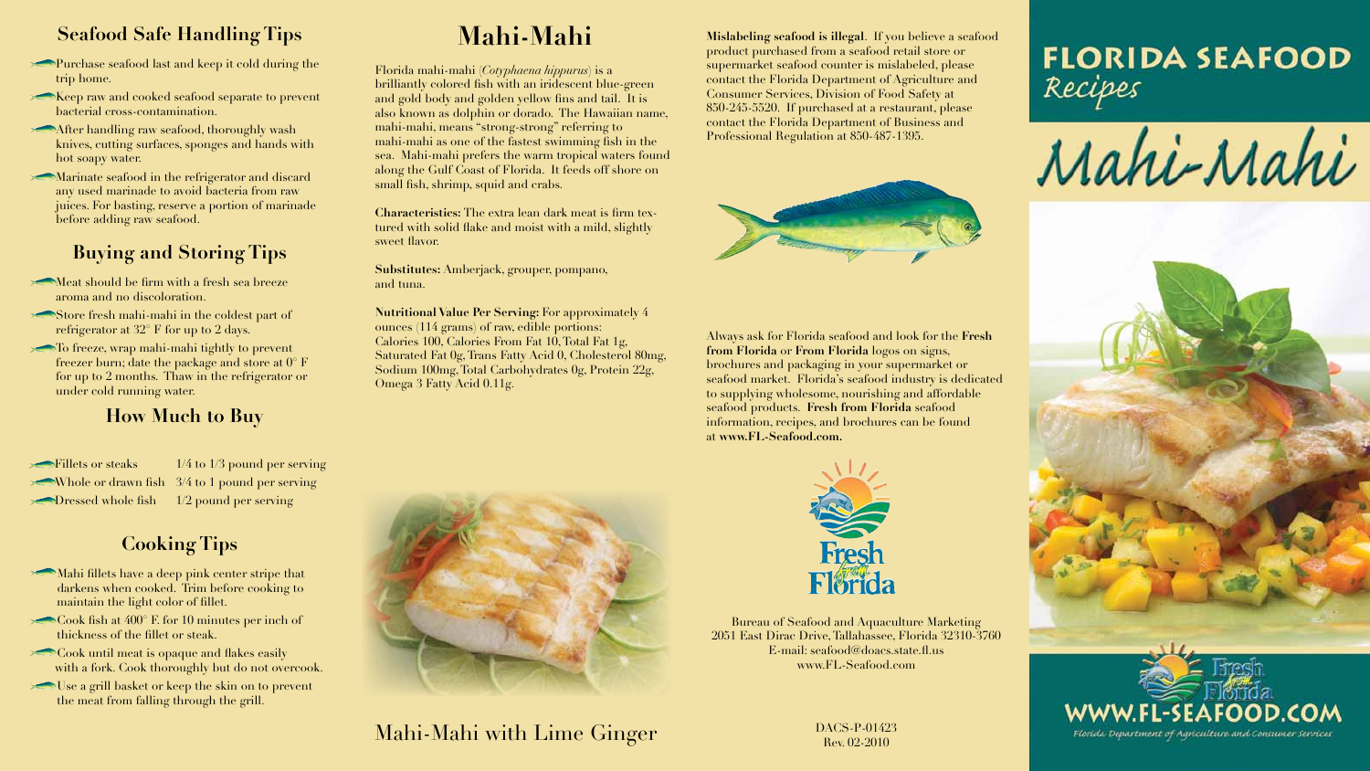## Seafood Safe Handling Tips

- Purchase seafood last and keep it cold during the trip home.
- Keep raw and cooked seafood separate to prevent bacterial cross-contamination.
- After handling raw seafood, thoroughly wash knives, cutting surfaces, sponges and hands with hot soapy water.
- Marinate seafood in the refrigerator and discard any used marinade to avoid bacteria from raw juices. For basting, reserve a portion of marinade before adding raw seafood.

## Buying and Storing Tips

- Meat should be firm with a fresh sea breeze aroma and no discoloration.
- Store fresh mahi-mahi in the coldest part of refrigerator at 32° F for up to 2 days.
- To freeze, wrap mahi-mahi tightly to prevent freezer burn; date the package and store at 0° F for up to 2 months. Thaw in the refrigerator or under cold running water.

## How Much to Buy

| | |
|---|---|
| Fillets or steaks | 1/4 to 1/3 pound per serving |
| Whole or drawn fish | 3/4 to 1 pound per serving |
| Dressed whole fish | 1/2 pound per serving |

## Cooking Tips

- Mahi fillets have a deep pink center stripe that darkens when cooked. Trim before cooking to maintain the light color of fillet.
- Cook fish at 400° F. for 10 minutes per inch of thickness of the fillet or steak.
- Cook until meat is opaque and flakes easily with a fork. Cook thoroughly but do not overcook.
- Use a grill basket or keep the skin on to prevent the meat from falling through the grill.

# Mahi-Mahi

Florida mahi-mahi (*Coryphaena hippurus*) is a brilliantly colored fish with an iridescent blue-green and gold body and golden yellow fins and tail. It is also known as dolphin or dorado. The Hawaiian name, mahi-mahi, means "strong-strong" referring to mahi-mahi as one of the fastest swimming fish in the sea. Mahi-mahi prefers the warm tropical waters found along the Gulf Coast of Florida. It feeds off shore on small fish, shrimp, squid and crabs.

**Characteristics:** The extra lean dark meat is firm textured with solid flake and moist with a mild, slightly sweet flavor.

**Substitutes:** Amberjack, grouper, pompano, and tuna.

**Nutritional Value Per Serving:** For approximately 4 ounces (114 grams) of raw, edible portions: Calories 100, Calories From Fat 10, Total Fat 1g, Saturated Fat 0g, Trans Fatty Acid 0, Cholesterol 80mg, Sodium 100mg, Total Carbohydrates 0g, Protein 22g, Omega 3 Fatty Acid 0.11g.

Mahi-Mahi with Lime Ginger

**Mislabeling seafood is illegal**. If you believe a seafood product purchased from a seafood retail store or supermarket seafood counter is mislabeled, please contact the Florida Department of Agriculture and Consumer Services, Division of Food Safety at 850-245-5520. If purchased at a restaurant, please contact the Florida Department of Business and Professional Regulation at 850-487-1395.

Always ask for Florida seafood and look for the **Fresh from Florida** or **From Florida** logos on signs, brochures and packaging in your supermarket or seafood market. Florida's seafood industry is dedicated to supplying wholesome, nourishing and affordable seafood products. **Fresh from Florida** seafood information, recipes, and brochures can be found at **www.FL-Seafood.com.**

Fresh from Florida

Bureau of Seafood and Aquaculture Marketing
2051 East Dirac Drive, Tallahassee, Florida 32310-3760
E-mail: seafood@doacs.state.fl.us
www.FL-Seafood.com

DACS-P-01423
Rev. 02-2010

# FLORIDA SEAFOOD Recipes

# Mahi-Mahi

Fresh from Florida

WWW.FL-SEAFOOD.COM

Florida Department of Agriculture and Consumer Services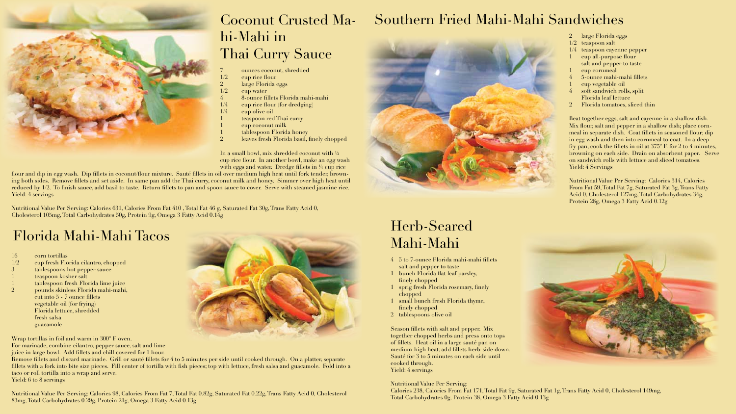# Coconut Crusted Mahi-Mahi in Thai Curry Sauce

- 7 ounces coconut, shredded
- 1/2 cup rice flour
- 2 large Florida eggs
- 1/2 cup water
- 4 8-ounce fillets Florida mahi-mahi
- 1/4 cup rice flour (for dredging)
- 1/4 cup olive oil
- 1 teaspoon red Thai curry
- 1 cup coconut milk
- 1 tablespoon Florida honey
- 2 leaves fresh Florida basil, finely chopped

In a small bowl, mix shredded coconut with ½ cup rice flour. In another bowl, make an egg wash with eggs and water. Dredge fillets in ¼ cup rice flour and dip in egg wash. Dip fillets in coconut/flour mixture. Sauté fillets in oil over medium high heat until fork tender, browning both sides. Remove fillets and set aside. In same pan add the Thai curry, coconut milk and honey. Simmer over high heat until reduced by 1/2. To finish sauce, add basil to taste. Return fillets to pan and spoon sauce to cover. Serve with steamed jasmine rice.
Yield: 4 servings

Nutritional Value Per Serving: Calories 631, Calories From Fat 410 , Total Fat 46 g, Saturated Fat 30g, Trans Fatty Acid 0, Cholesterol 105mg, Total Carbohydrates 50g, Protein 9g, Omega 3 Fatty Acid 0.14g

# Southern Fried Mahi-Mahi Sandwiches

- 2 large Florida eggs
- 1/2 teaspoon salt
- 1/4 teaspoon cayenne pepper
- 1 cup all-purpose flour
  salt and pepper to taste
- 1 cup cornmeal
- 4 5-ounce mahi-mahi fillets
- 1 cup vegetable oil
- 4 soft sandwich rolls, split
  Florida leaf lettuce
- 2 Florida tomatoes, sliced thin

Beat together eggs, salt and cayenne in a shallow dish. Mix flour, salt and pepper in a shallow dish; place cornmeal in separate dish. Coat fillets in seasoned flour; dip in egg wash and then into cornmeal to coat. In a deep fry pan, cook the fillets in oil at 375° F. for 2 to 4 minutes, browning on each side. Drain on absorbent paper. Serve on sandwich rolls with lettuce and sliced tomatoes.
Yield: 4 Servings

Nutritional Value Per Serving: Calories 314, Calories From Fat 59, Total Fat 7g, Saturated Fat 3g, Trans Fatty Acid 0, Cholesterol 127mg, Total Carbohydrates 34g, Protein 28g, Omega 3 Fatty Acid 0.12g

# Florida Mahi-Mahi Tacos

- 16 corn tortillas
- 1/2 cup fresh Florida cilantro, chopped
- 3 tablespoons hot pepper sauce
- 1 teaspoon kosher salt
- 1 tablespoon fresh Florida lime juice
- 2 pounds skinless Florida mahi-mahi, cut into 5 - 7 ounce fillets
  vegetable oil (for frying)
  Florida lettuce, shredded
  fresh salsa
  guacamole

Wrap tortillas in foil and warm in 300° F oven.
For marinade, combine cilantro, pepper sauce, salt and lime juice in large bowl. Add fillets and chill covered for 1 hour.
Remove fillets and discard marinade. Grill or sauté fillets for 4 to 5 minutes per side until cooked through. On a platter, separate fillets with a fork into bite size pieces. Fill center of tortilla with fish pieces; top with lettuce, fresh salsa and guacamole. Fold into a taco or roll tortilla into a wrap and serve.
Yield: 6 to 8 servings

Nutritional Value Per Serving: Calories 98, Calories From Fat 7, Total Fat 0.82g, Saturated Fat 0.22g, Trans Fatty Acid 0, Cholesterol 83mg, Total Carbohydrates 0.29g, Protein 21g, Omega 3 Fatty Acid 0.13g

# Herb-Seared Mahi-Mahi

- 4 5 to 7-ounce Florida mahi-mahi fillets
  salt and pepper to taste
- 1 bunch Florida flat leaf parsley, finely chopped
- 1 sprig fresh Florida rosemary, finely chopped
- 1 small bunch fresh Florida thyme, finely chopped
- 2 tablespoons olive oil

Season fillets with salt and pepper. Mix together chopped herbs and press onto tops of fillets. Heat oil in a large sauté pan on medium-high heat; add fillets herb-side down. Sauté for 3 to 5 minutes on each side until cooked through.
Yield: 4 servings

Nutritional Value Per Serving:
Calories 238, Calories From Fat 171, Total Fat 9g, Saturated Fat 1g, Trans Fatty Acid 0, Cholesterol 149mg, Total Carbohydrates 0g, Protein 38, Omega 3 Fatty Acid 0.13g